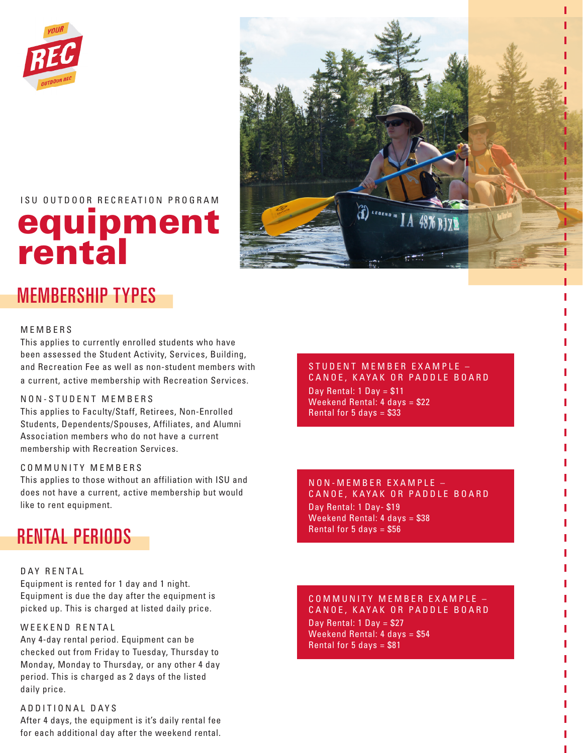ISU OUTDOOR RECREATION PROGRAM

# equipment rental

## MEMBERSHIP TYPES

### MEMBERS

This applies to currently enrolled students who have been assessed the Student Activity, Services, Building, and Recreation Fee as well as non-student members with a current, active membership with Recreation Services.

### NON-STUDENT MEMBERS

This applies to Faculty/Staff, Retirees, Non-Enrolled Students, Dependents/Spouses, Affiliates, and Alumni Association members who do not have a current membership with Recreation Services.

### COMMUNITY MEMBERS

This applies to those without an affiliation with ISU and does not have a current, active membership but would like to rent equipment.

## RENTAL PERIODS

### DAY RENTAL

Equipment is rented for 1 day and 1 night. Equipment is due the day after the equipment is picked up. This is charged at listed daily price.

### WEEKEND RENTAL

Any 4-day rental period. Equipment can be checked out from Friday to Tuesday, Thursday to Monday, Monday to Thursday, or any other 4 day period. This is charged as 2 days of the listed daily price.

### ADDITIONAL DAYS

After 4 days, the equipment is it's daily rental fee for each additional day after the weekend rental.

### STUDENT MEMBER EXAMPLE – CANOE, KAYAK OR PADDLE BOARD

Day Rental: 1 Day = $11
Weekend Rental: 4 days = $22
Rental for 5 days = $33

### NON-MEMBER EXAMPLE – CANOE, KAYAK OR PADDLE BOARD

Day Rental: 1 Day- $19
Weekend Rental: 4 days = $38
Rental for 5 days = $56

### COMMUNITY MEMBER EXAMPLE – CANOE, KAYAK OR PADDLE BOARD

Day Rental: 1 Day = $27
Weekend Rental: 4 days = $54
Rental for 5 days = $81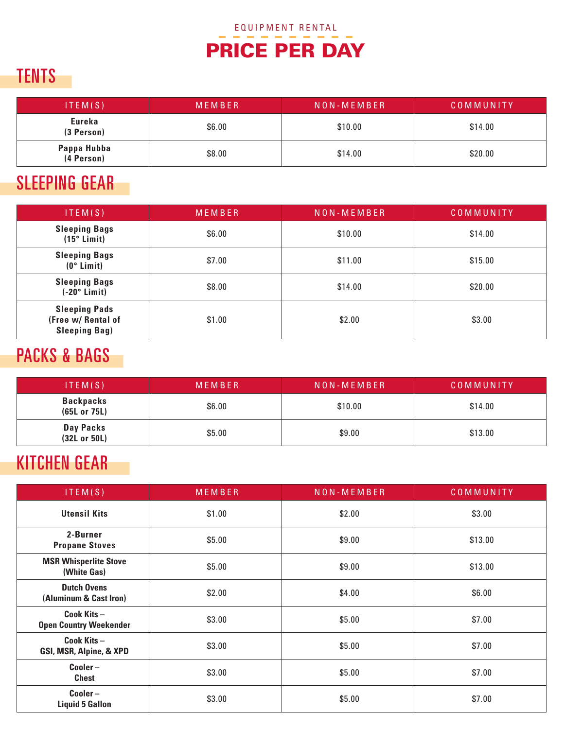EQUIPMENT RENTAL

# PRICE PER DAY

## TENTS

| ITEM(S) | MEMBER | NON-MEMBER | COMMUNITY |
|---|---|---|---|
| **Eureka (3 Person)** | $6.00 | $10.00 | $14.00 |
| **Pappa Hubba (4 Person)** | $8.00 | $14.00 | $20.00 |

## SLEEPING GEAR

| ITEM(S) | MEMBER | NON-MEMBER | COMMUNITY |
|---|---|---|---|
| **Sleeping Bags (15° Limit)** | $6.00 | $10.00 | $14.00 |
| **Sleeping Bags (0° Limit)** | $7.00 | $11.00 | $15.00 |
| **Sleeping Bags (-20° Limit)** | $8.00 | $14.00 | $20.00 |
| **Sleeping Pads (Free w/ Rental of Sleeping Bag)** | $1.00 | $2.00 | $3.00 |

## PACKS & BAGS

| ITEM(S) | MEMBER | NON-MEMBER | COMMUNITY |
|---|---|---|---|
| **Backpacks (65L or 75L)** | $6.00 | $10.00 | $14.00 |
| **Day Packs (32L or 50L)** | $5.00 | $9.00 | $13.00 |

## KITCHEN GEAR

| ITEM(S) | MEMBER | NON-MEMBER | COMMUNITY |
|---|---|---|---|
| **Utensil Kits** | $1.00 | $2.00 | $3.00 |
| **2-Burner Propane Stoves** | $5.00 | $9.00 | $13.00 |
| **MSR Whisperlite Stove (White Gas)** | $5.00 | $9.00 | $13.00 |
| **Dutch Ovens (Aluminum & Cast Iron)** | $2.00 | $4.00 | $6.00 |
| **Cook Kits – Open Country Weekender** | $3.00 | $5.00 | $7.00 |
| **Cook Kits – GSI, MSR, Alpine, & XPD** | $3.00 | $5.00 | $7.00 |
| **Cooler – Chest** | $3.00 | $5.00 | $7.00 |
| **Cooler – Liquid 5 Gallon** | $3.00 | $5.00 | $7.00 |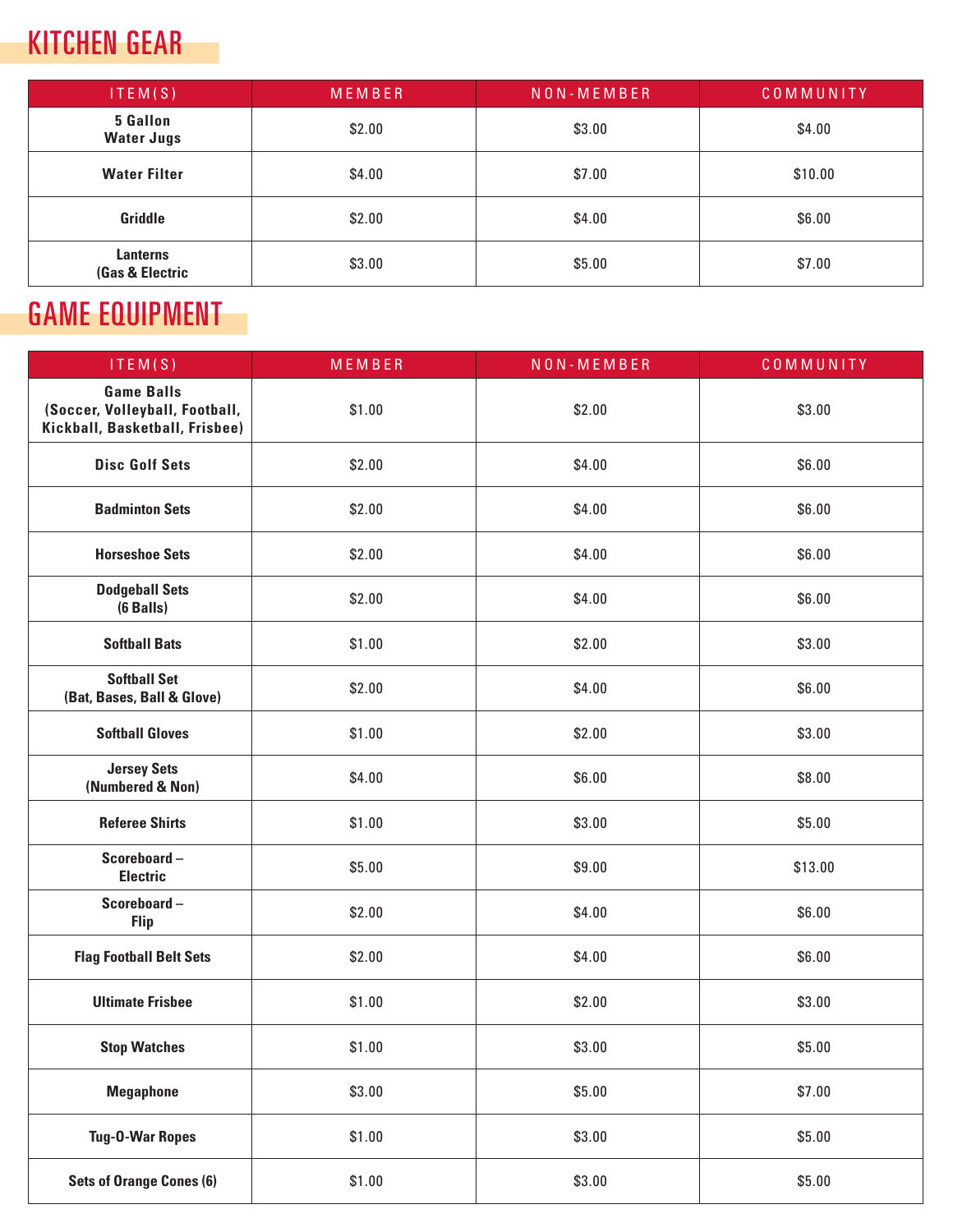# KITCHEN GEAR

| ITEM(S) | MEMBER | NON-MEMBER | COMMUNITY |
|---|---|---|---|
| 5 Gallon Water Jugs | $2.00 | $3.00 | $4.00 |
| Water Filter | $4.00 | $7.00 | $10.00 |
| Griddle | $2.00 | $4.00 | $6.00 |
| Lanterns (Gas & Electric | $3.00 | $5.00 | $7.00 |

# GAME EQUIPMENT

| ITEM(S) | MEMBER | NON-MEMBER | COMMUNITY |
|---|---|---|---|
| Game Balls (Soccer, Volleyball, Football, Kickball, Basketball, Frisbee) | $1.00 | $2.00 | $3.00 |
| Disc Golf Sets | $2.00 | $4.00 | $6.00 |
| Badminton Sets | $2.00 | $4.00 | $6.00 |
| Horseshoe Sets | $2.00 | $4.00 | $6.00 |
| Dodgeball Sets (6 Balls) | $2.00 | $4.00 | $6.00 |
| Softball Bats | $1.00 | $2.00 | $3.00 |
| Softball Set (Bat, Bases, Ball & Glove) | $2.00 | $4.00 | $6.00 |
| Softball Gloves | $1.00 | $2.00 | $3.00 |
| Jersey Sets (Numbered & Non) | $4.00 | $6.00 | $8.00 |
| Referee Shirts | $1.00 | $3.00 | $5.00 |
| Scoreboard – Electric | $5.00 | $9.00 | $13.00 |
| Scoreboard – Flip | $2.00 | $4.00 | $6.00 |
| Flag Football Belt Sets | $2.00 | $4.00 | $6.00 |
| Ultimate Frisbee | $1.00 | $2.00 | $3.00 |
| Stop Watches | $1.00 | $3.00 | $5.00 |
| Megaphone | $3.00 | $5.00 | $7.00 |
| Tug-O-War Ropes | $1.00 | $3.00 | $5.00 |
| Sets of Orange Cones (6) | $1.00 | $3.00 | $5.00 |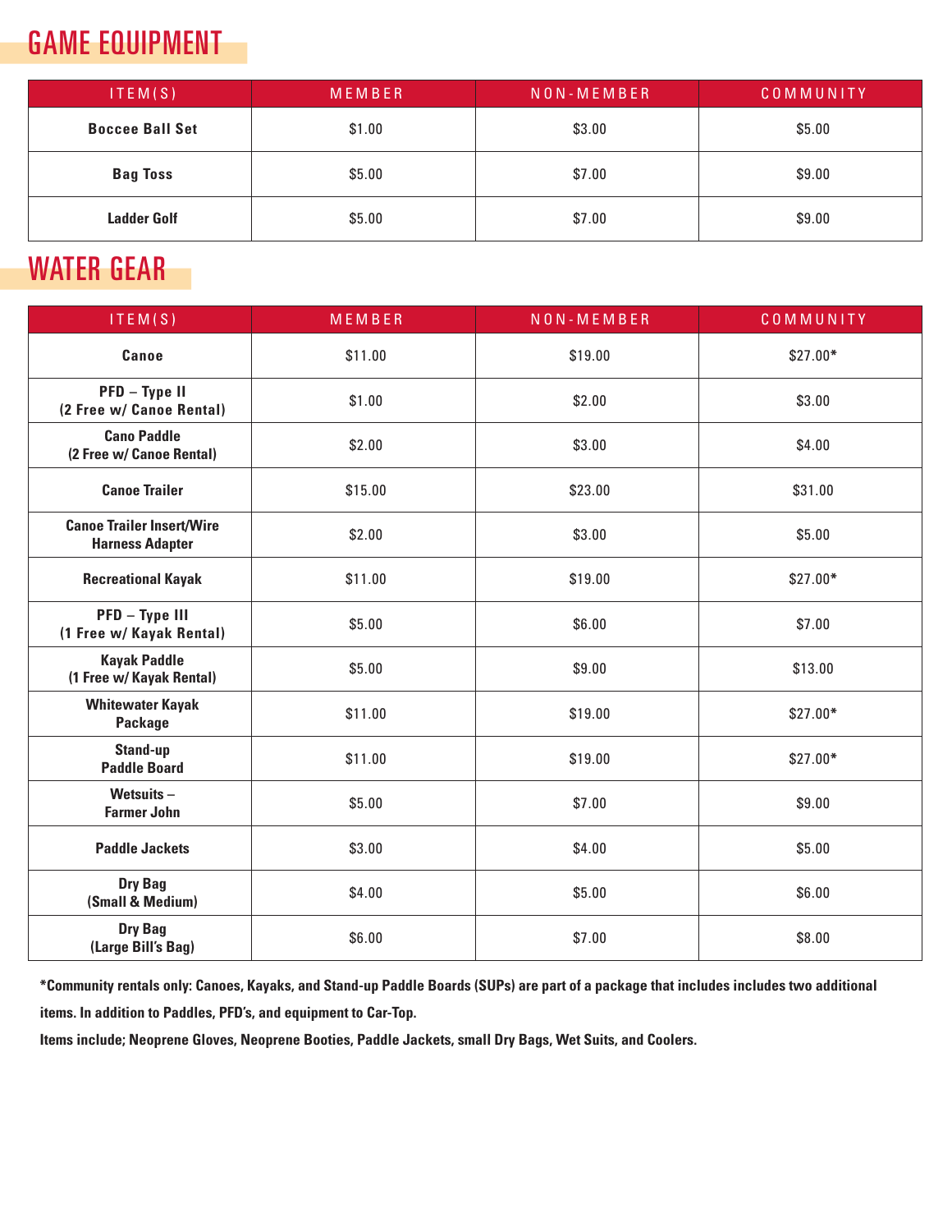## GAME EQUIPMENT

| ITEM(S) | MEMBER | NON-MEMBER | COMMUNITY |
|---|---|---|---|
| **Boccee Ball Set** | $1.00 | $3.00 | $5.00 |
| **Bag Toss** | $5.00 | $7.00 | $9.00 |
| **Ladder Golf** | $5.00 | $7.00 | $9.00 |

## WATER GEAR

| ITEM(S) | MEMBER | NON-MEMBER | COMMUNITY |
|---|---|---|---|
| **Canoe** | $11.00 | $19.00 | $27.00* |
| **PFD – Type II (2 Free w/ Canoe Rental)** | $1.00 | $2.00 | $3.00 |
| **Cano Paddle (2 Free w/ Canoe Rental)** | $2.00 | $3.00 | $4.00 |
| **Canoe Trailer** | $15.00 | $23.00 | $31.00 |
| **Canoe Trailer Insert/Wire Harness Adapter** | $2.00 | $3.00 | $5.00 |
| **Recreational Kayak** | $11.00 | $19.00 | $27.00* |
| **PFD – Type III (1 Free w/ Kayak Rental)** | $5.00 | $6.00 | $7.00 |
| **Kayak Paddle (1 Free w/ Kayak Rental)** | $5.00 | $9.00 | $13.00 |
| **Whitewater Kayak Package** | $11.00 | $19.00 | $27.00* |
| **Stand-up Paddle Board** | $11.00 | $19.00 | $27.00* |
| **Wetsuits – Farmer John** | $5.00 | $7.00 | $9.00 |
| **Paddle Jackets** | $3.00 | $4.00 | $5.00 |
| **Dry Bag (Small & Medium)** | $4.00 | $5.00 | $6.00 |
| **Dry Bag (Large Bill's Bag)** | $6.00 | $7.00 | $8.00 |

**\*Community rentals only: Canoes, Kayaks, and Stand-up Paddle Boards (SUPs) are part of a package that includes includes two additional items. In addition to Paddles, PFD's, and equipment to Car-Top.**

**Items include; Neoprene Gloves, Neoprene Booties, Paddle Jackets, small Dry Bags, Wet Suits, and Coolers.**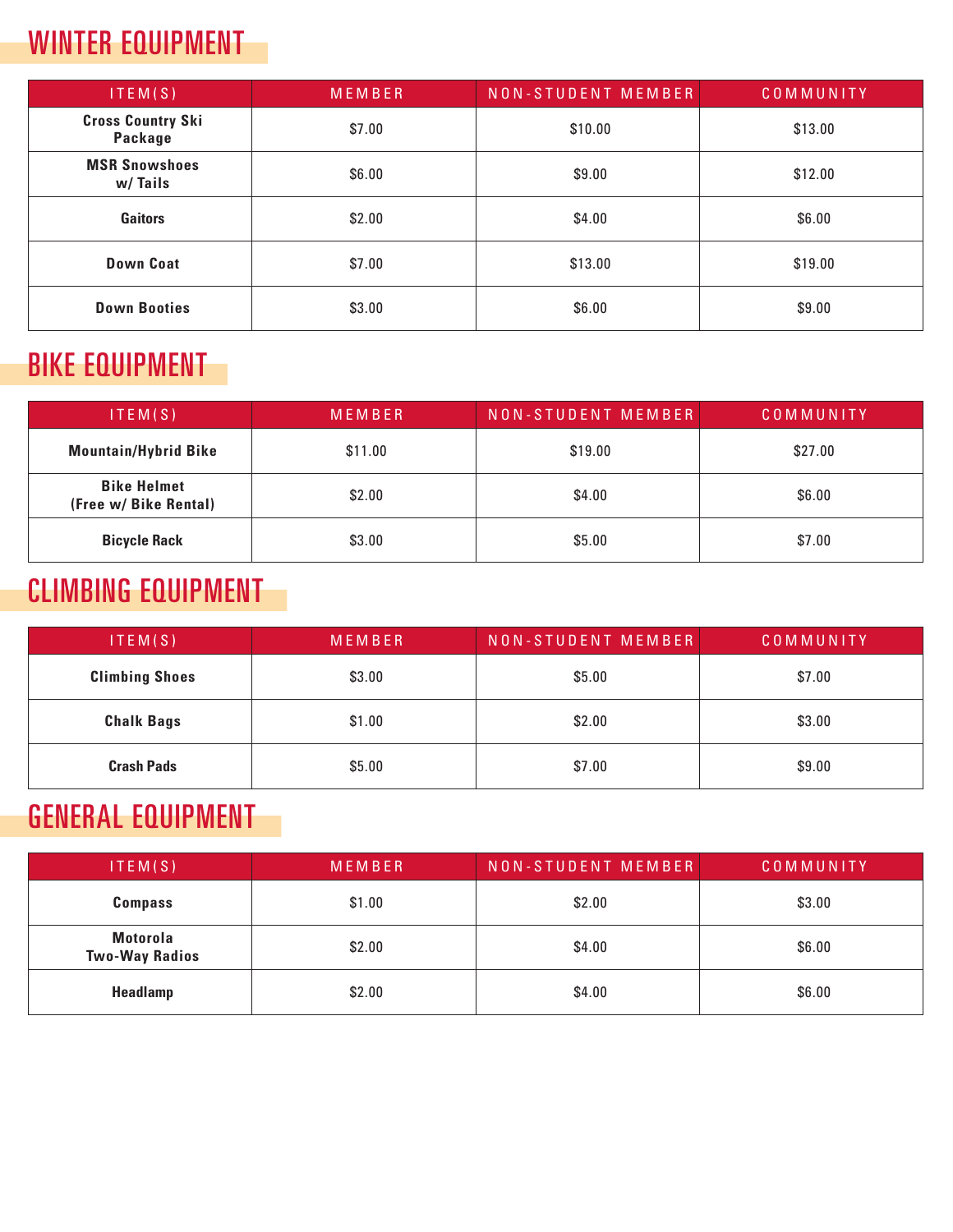## WINTER EQUIPMENT

| ITEM(S) | MEMBER | NON-STUDENT MEMBER | COMMUNITY |
| --- | --- | --- | --- |
| **Cross Country Ski Package** | $7.00 | $10.00 | $13.00 |
| **MSR Snowshoes w/ Tails** | $6.00 | $9.00 | $12.00 |
| **Gaitors** | $2.00 | $4.00 | $6.00 |
| **Down Coat** | $7.00 | $13.00 | $19.00 |
| **Down Booties** | $3.00 | $6.00 | $9.00 |

## BIKE EQUIPMENT

| ITEM(S) | MEMBER | NON-STUDENT MEMBER | COMMUNITY |
| --- | --- | --- | --- |
| **Mountain/Hybrid Bike** | $11.00 | $19.00 | $27.00 |
| **Bike Helmet (Free w/ Bike Rental)** | $2.00 | $4.00 | $6.00 |
| **Bicycle Rack** | $3.00 | $5.00 | $7.00 |

## CLIMBING EQUIPMENT

| ITEM(S) | MEMBER | NON-STUDENT MEMBER | COMMUNITY |
| --- | --- | --- | --- |
| **Climbing Shoes** | $3.00 | $5.00 | $7.00 |
| **Chalk Bags** | $1.00 | $2.00 | $3.00 |
| **Crash Pads** | $5.00 | $7.00 | $9.00 |

## GENERAL EQUIPMENT

| ITEM(S) | MEMBER | NON-STUDENT MEMBER | COMMUNITY |
| --- | --- | --- | --- |
| **Compass** | $1.00 | $2.00 | $3.00 |
| **Motorola Two-Way Radios** | $2.00 | $4.00 | $6.00 |
| **Headlamp** | $2.00 | $4.00 | $6.00 |